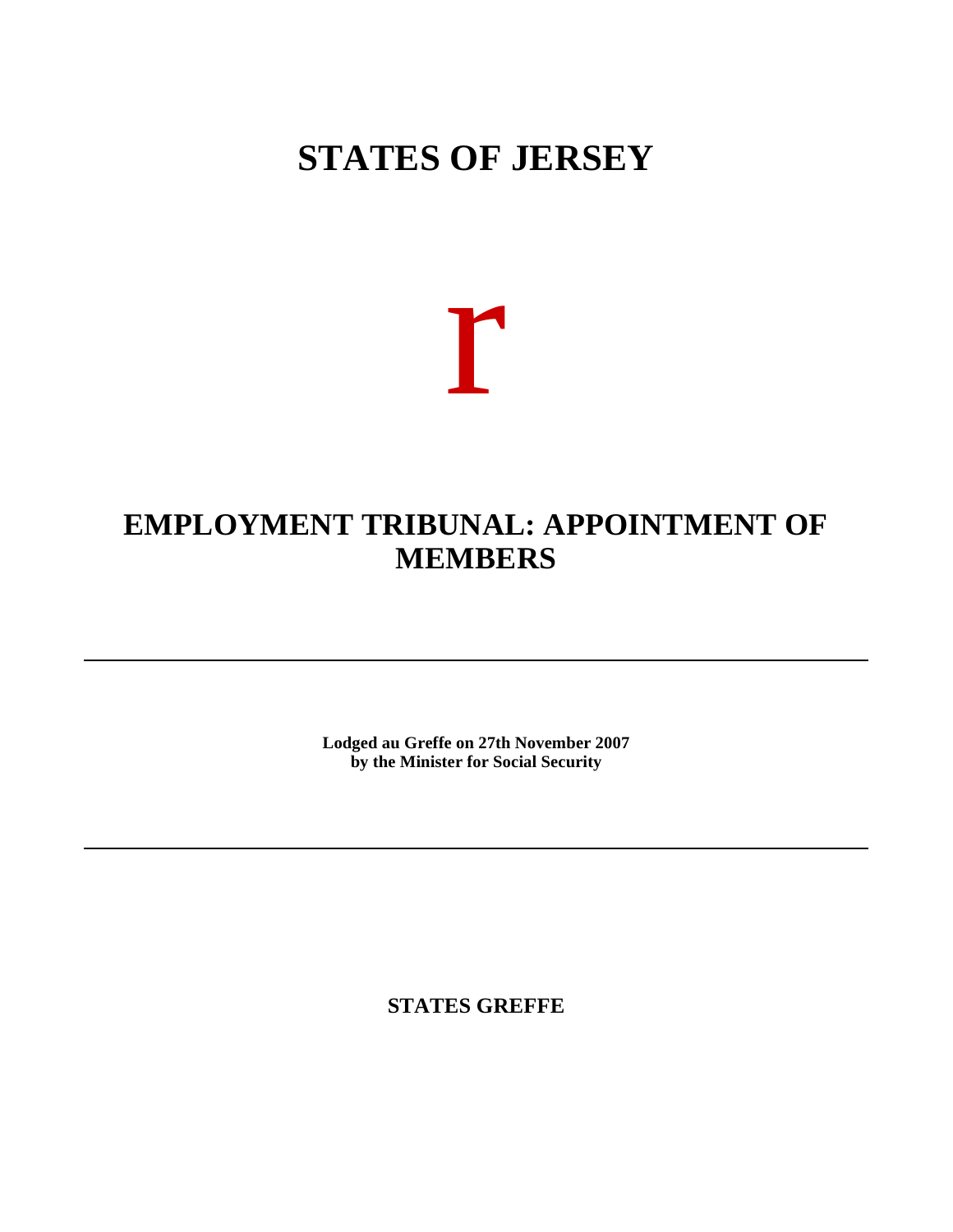# STATES OF JERSEY

r

## EMPLOYMENT TRIBUNAL: APPOINTMENT OF MEMBERS

---

**Lodged au Greffe on 27th November 2007**
**by the Minister for Social Security**

---

**STATES GREFFE**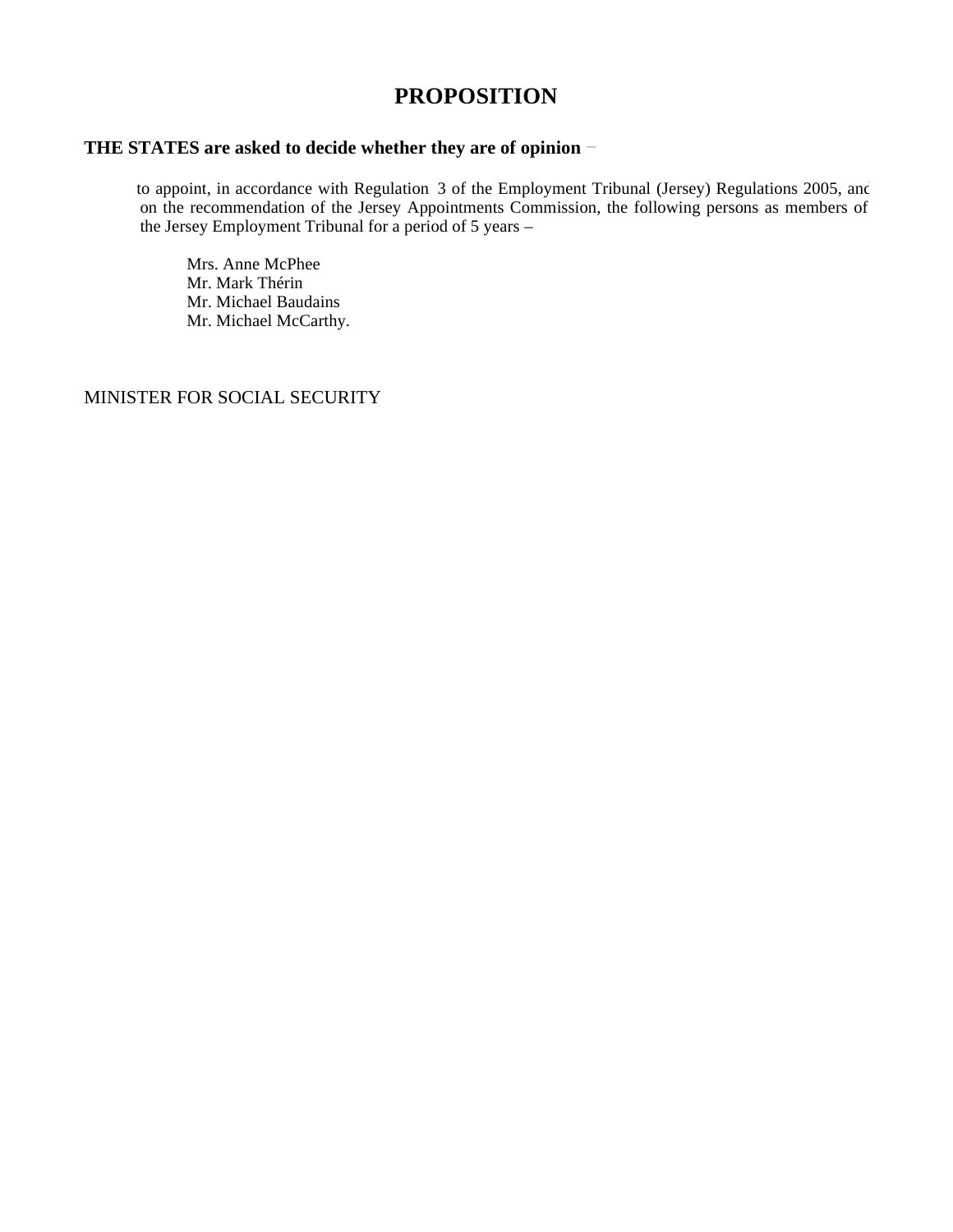# PROPOSITION

**THE STATES are asked to decide whether they are of opinion** −

to appoint, in accordance with Regulation 3 of the Employment Tribunal (Jersey) Regulations 2005, and on the recommendation of the Jersey Appointments Commission, the following persons as members of the Jersey Employment Tribunal for a period of 5 years –

Mrs. Anne McPhee
Mr. Mark Thérin
Mr. Michael Baudains
Mr. Michael McCarthy.

MINISTER FOR SOCIAL SECURITY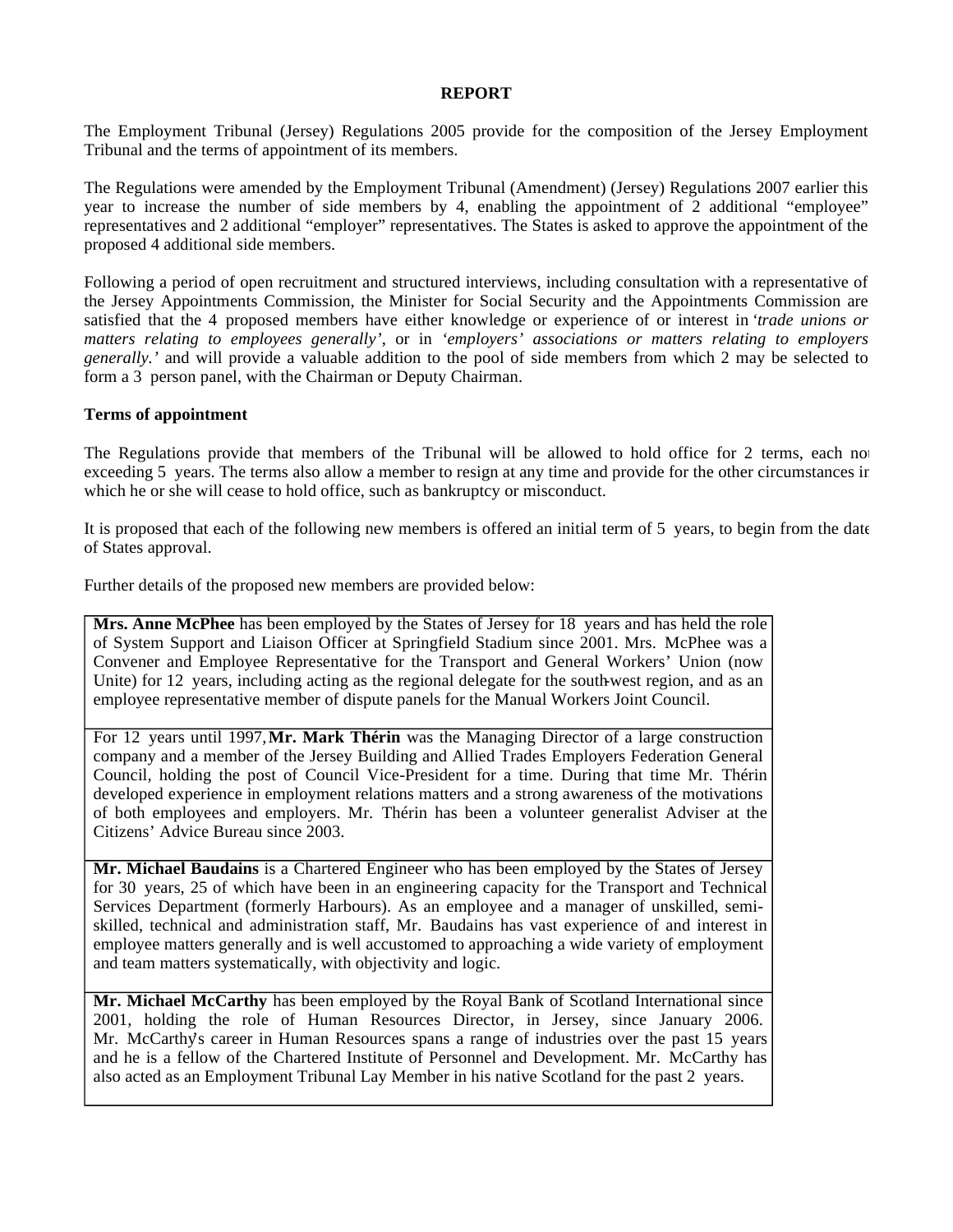## REPORT

The Employment Tribunal (Jersey) Regulations 2005 provide for the composition of the Jersey Employment Tribunal and the terms of appointment of its members.

The Regulations were amended by the Employment Tribunal (Amendment) (Jersey) Regulations 2007 earlier this year to increase the number of side members by 4, enabling the appointment of 2 additional "employee" representatives and 2 additional "employer" representatives. The States is asked to approve the appointment of the proposed 4 additional side members.

Following a period of open recruitment and structured interviews, including consultation with a representative of the Jersey Appointments Commission, the Minister for Social Security and the Appointments Commission are satisfied that the 4 proposed members have either knowledge or experience of or interest in '*trade unions or matters relating to employees generally*', or in '*employers' associations or matters relating to employers generally.*' and will provide a valuable addition to the pool of side members from which 2 may be selected to form a 3 person panel, with the Chairman or Deputy Chairman.

**Terms of appointment**

The Regulations provide that members of the Tribunal will be allowed to hold office for 2 terms, each not exceeding 5 years. The terms also allow a member to resign at any time and provide for the other circumstances in which he or she will cease to hold office, such as bankruptcy or misconduct.

It is proposed that each of the following new members is offered an initial term of 5 years, to begin from the date of States approval.

Further details of the proposed new members are provided below:

| |
|---|
| **Mrs. Anne McPhee** has been employed by the States of Jersey for 18 years and has held the role of System Support and Liaison Officer at Springfield Stadium since 2001. Mrs. McPhee was a Convener and Employee Representative for the Transport and General Workers' Union (now Unite) for 12 years, including acting as the regional delegate for the south-west region, and as an employee representative member of dispute panels for the Manual Workers Joint Council. |
| For 12 years until 1997, **Mr. Mark Thérin** was the Managing Director of a large construction company and a member of the Jersey Building and Allied Trades Employers Federation General Council, holding the post of Council Vice-President for a time. During that time Mr. Thérin developed experience in employment relations matters and a strong awareness of the motivations of both employees and employers. Mr. Thérin has been a volunteer generalist Adviser at the Citizens' Advice Bureau since 2003. |
| **Mr. Michael Baudains** is a Chartered Engineer who has been employed by the States of Jersey for 30 years, 25 of which have been in an engineering capacity for the Transport and Technical Services Department (formerly Harbours). As an employee and a manager of unskilled, semi-skilled, technical and administration staff, Mr. Baudains has vast experience of and interest in employee matters generally and is well accustomed to approaching a wide variety of employment and team matters systematically, with objectivity and logic. |
| **Mr. Michael McCarthy** has been employed by the Royal Bank of Scotland International since 2001, holding the role of Human Resources Director, in Jersey, since January 2006. Mr. McCarthy's career in Human Resources spans a range of industries over the past 15 years and he is a fellow of the Chartered Institute of Personnel and Development. Mr. McCarthy has also acted as an Employment Tribunal Lay Member in his native Scotland for the past 2 years. |